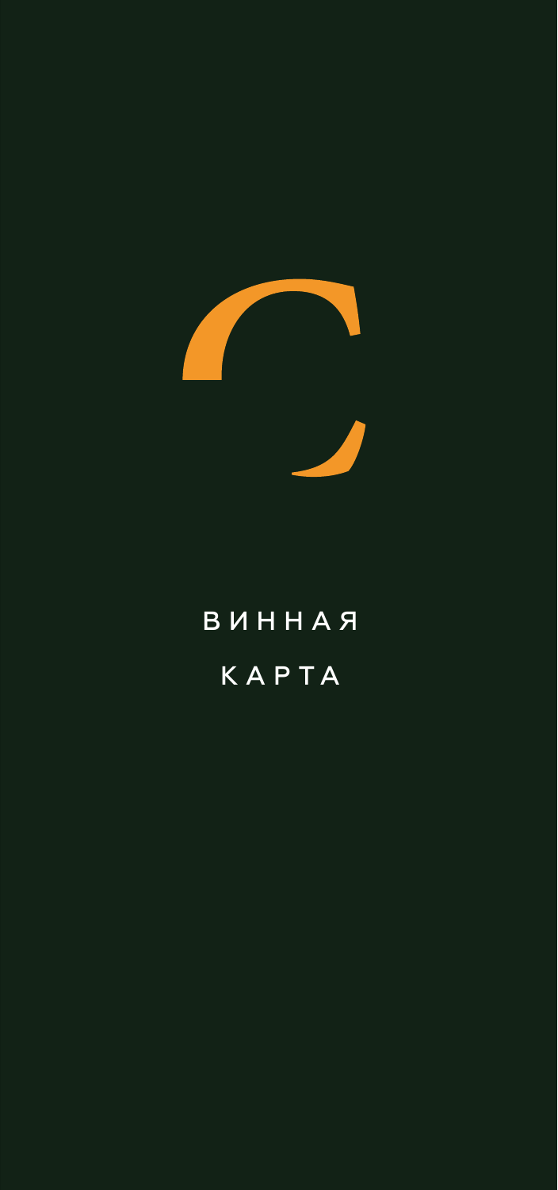# ВИННАЯ КАРТА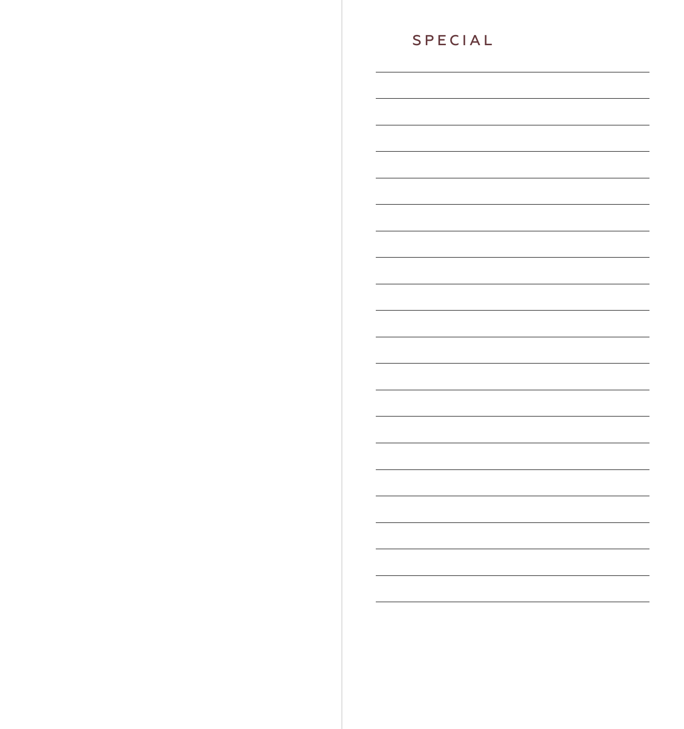# SPECIAL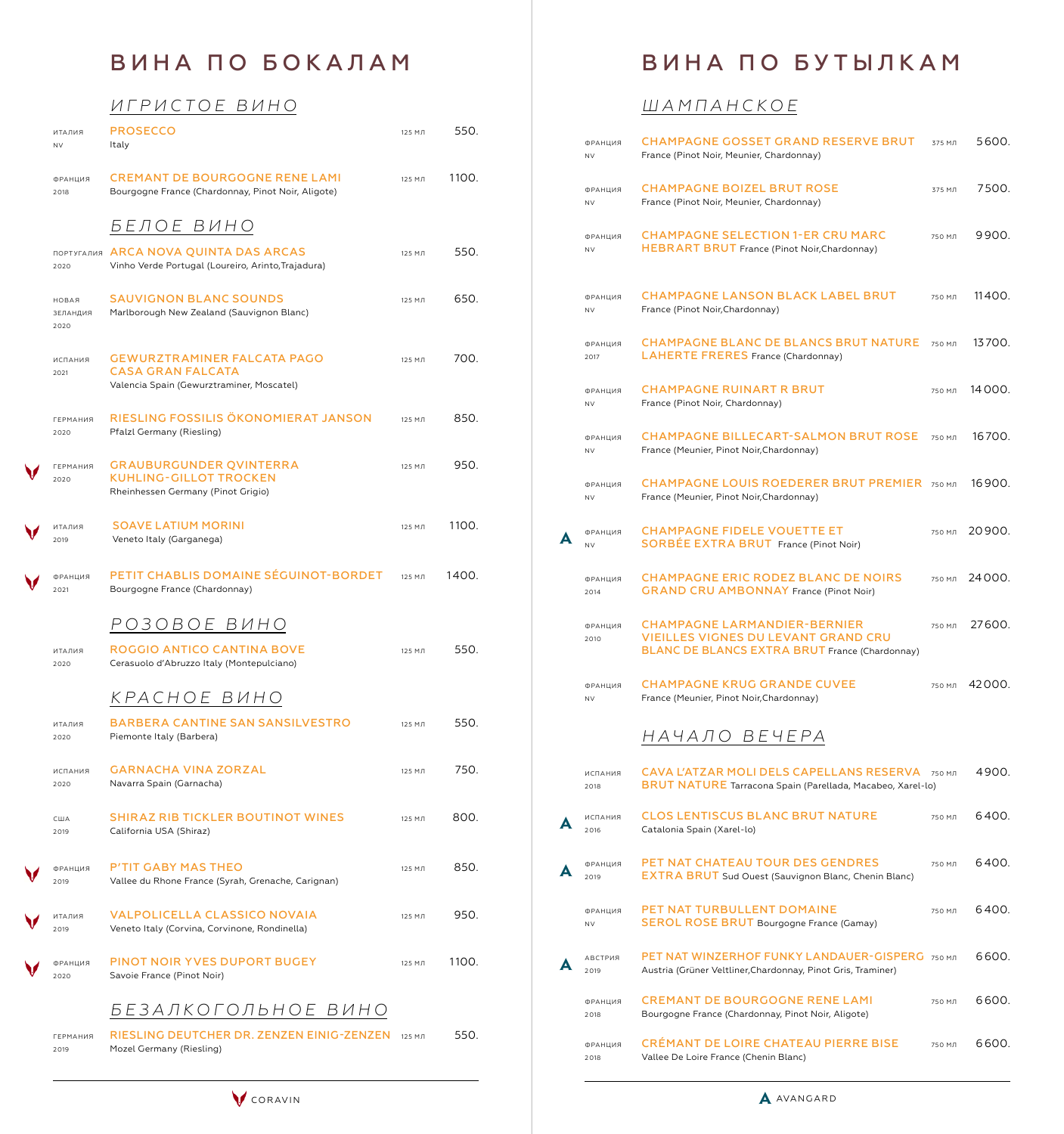# ВИНА ПО БОКАЛАМ

## ИГРИСТОЕ ВИНО

| | Страна / год | Вино | Объём | Цена |
|---|---|---|---|---|
| | ИТАЛИЯ<br>NV | **PROSECCO**<br>Italy | 125 МЛ | 550. |
| | ФРАНЦИЯ<br>2018 | **CREMANT DE BOURGOGNE RENE LAMI**<br>Bourgogne France (Chardonnay, Pinot Noir, Aligote) | 125 МЛ | 1100. |

## БЕЛОЕ ВИНО

| | Страна / год | Вино | Объём | Цена |
|---|---|---|---|---|
| | ПОРТУГАЛИЯ<br>2020 | **ARCA NOVA QUINTA DAS ARCAS**<br>Vinho Verde Portugal (Loureiro, Arinto,Trajadura) | 125 МЛ | 550. |
| | НОВАЯ ЗЕЛАНДИЯ<br>2020 | **SAUVIGNON BLANC SOUNDS**<br>Marlborough New Zealand (Sauvignon Blanc) | 125 МЛ | 650. |
| | ИСПАНИЯ<br>2021 | **GEWURZTRAMINER FALCATA PAGO CASA GRAN FALCATA**<br>Valencia Spain (Gewurztraminer, Moscatel) | 125 МЛ | 700. |
| | ГЕРМАНИЯ<br>2020 | **RIESLING FOSSILIS ÖKONOMIERAT JANSON**<br>Pfalzl Germany (Riesling) | 125 МЛ | 850. |
| Coravin | ГЕРМАНИЯ<br>2020 | **GRAUBURGUNDER QVINTERRA KUHLING-GILLOT TROCKEN**<br>Rheinhessen Germany (Pinot Grigio) | 125 МЛ | 950. |
| Coravin | ИТАЛИЯ<br>2019 | **SOAVE LATIUM MORINI**<br>Veneto Italy (Garganega) | 125 МЛ | 1100. |
| Coravin | ФРАНЦИЯ<br>2021 | **PETIT CHABLIS DOMAINE SÉGUINOT-BORDET**<br>Bourgogne France (Chardonnay) | 125 МЛ | 1400. |

## РОЗОВОЕ ВИНО

| | Страна / год | Вино | Объём | Цена |
|---|---|---|---|---|
| | ИТАЛИЯ<br>2020 | **ROGGIO ANTICO CANTINA BOVE**<br>Cerasuolo d'Abruzzo Italy (Montepulciano) | 125 МЛ | 550. |

## КРАСНОЕ ВИНО

| | Страна / год | Вино | Объём | Цена |
|---|---|---|---|---|
| | ИТАЛИЯ<br>2020 | **BARBERA CANTINE SAN SANSILVESTRO**<br>Piemonte Italy (Barbera) | 125 МЛ | 550. |
| | ИСПАНИЯ<br>2020 | **GARNACHA VINA ZORZAL**<br>Navarra Spain (Garnacha) | 125 МЛ | 750. |
| | США<br>2019 | **SHIRAZ RIB TICKLER BOUTINOT WINES**<br>California USA (Shiraz) | 125 МЛ | 800. |
| Coravin | ФРАНЦИЯ<br>2019 | **P'TIT GABY MAS THEO**<br>Vallee du Rhone France (Syrah, Grenache, Carignan) | 125 МЛ | 850. |
| Coravin | ИТАЛИЯ<br>2019 | **VALPOLICELLA CLASSICO NOVAIA**<br>Veneto Italy (Corvina, Corvinone, Rondinella) | 125 МЛ | 950. |
| Coravin | ФРАНЦИЯ<br>2020 | **PINOT NOIR YVES DUPORT BUGEY**<br>Savoie France (Pinot Noir) | 125 МЛ | 1100. |

## БЕЗАЛКОГОЛЬНОЕ ВИНО

| | Страна / год | Вино | Объём | Цена |
|---|---|---|---|---|
| | ГЕРМАНИЯ<br>2019 | **RIESLING DEUTCHER DR. ZENZEN EINIG-ZENZEN**<br>Mozel Germany (Riesling) | 125 МЛ | 550. |

CORAVIN

# ВИНА ПО БУТЫЛКАМ

## ШАМПАНСКОЕ

| | Страна / год | Вино | Объём | Цена |
|---|---|---|---|---|
| | ФРАНЦИЯ<br>NV | **CHAMPAGNE GOSSET GRAND RESERVE BRUT**<br>France (Pinot Noir, Meunier, Chardonnay) | 375 МЛ | 5600. |
| | ФРАНЦИЯ<br>NV | **CHAMPAGNE BOIZEL BRUT ROSE**<br>France (Pinot Noir, Meunier, Chardonnay) | 375 МЛ | 7500. |
| | ФРАНЦИЯ<br>NV | **CHAMPAGNE SELECTION 1-ER CRU MARC HEBRART BRUT** France (Pinot Noir,Chardonnay) | 750 МЛ | 9900. |
| | ФРАНЦИЯ<br>NV | **CHAMPAGNE LANSON BLACK LABEL BRUT**<br>France (Pinot Noir,Chardonnay) | 750 МЛ | 11400. |
| | ФРАНЦИЯ<br>2017 | **CHAMPAGNE BLANC DE BLANCS BRUT NATURE LAHERTE FRERES** France (Chardonnay) | 750 МЛ | 13700. |
| | ФРАНЦИЯ<br>NV | **CHAMPAGNE RUINART R BRUT**<br>France (Pinot Noir, Chardonnay) | 750 МЛ | 14000. |
| | ФРАНЦИЯ<br>NV | **CHAMPAGNE BILLECART-SALMON BRUT ROSE**<br>France (Meunier, Pinot Noir,Chardonnay) | 750 МЛ | 16700. |
| | ФРАНЦИЯ<br>NV | **CHAMPAGNE LOUIS ROEDERER BRUT PREMIER**<br>France (Meunier, Pinot Noir,Chardonnay) | 750 МЛ | 16900. |
| Avangard | ФРАНЦИЯ<br>NV | **CHAMPAGNE FIDELE VOUETTE ET SORBÉE EXTRA BRUT** France (Pinot Noir) | 750 МЛ | 20900. |
| | ФРАНЦИЯ<br>2014 | **CHAMPAGNE ERIC RODEZ BLANC DE NOIRS GRAND CRU AMBONNAY** France (Pinot Noir) | 750 МЛ | 24000. |
| | ФРАНЦИЯ<br>2010 | **CHAMPAGNE LARMANDIER-BERNIER VIEILLES VIGNES DU LEVANT GRAND CRU BLANC DE BLANCS EXTRA BRUT** France (Chardonnay) | 750 МЛ | 27600. |
| | ФРАНЦИЯ<br>NV | **CHAMPAGNE KRUG GRANDE CUVEE**<br>France (Meunier, Pinot Noir,Chardonnay) | 750 МЛ | 42000. |

## НАЧАЛО ВЕЧЕРА

| | Страна / год | Вино | Объём | Цена |
|---|---|---|---|---|
| | ИСПАНИЯ<br>2018 | **CAVA L'ATZAR MOLI DELS CAPELLANS RESERVA BRUT NATURE** Tarracona Spain (Parellada, Macabeo, Xarel-lo) | 750 МЛ | 4900. |
| Avangard | ИСПАНИЯ<br>2016 | **CLOS LENTISCUS BLANC BRUT NATURE**<br>Catalonia Spain (Xarel-lo) | 750 МЛ | 6400. |
| Avangard | ФРАНЦИЯ<br>2019 | **PET NAT CHATEAU TOUR DES GENDRES EXTRA BRUT** Sud Ouest (Sauvignon Blanc, Chenin Blanc) | 750 МЛ | 6400. |
| | ФРАНЦИЯ<br>NV | **PET NAT TURBULLENT DOMAINE SEROL ROSE BRUT** Bourgogne France (Gamay) | 750 МЛ | 6400. |
| Avangard | АВСТРИЯ<br>2019 | **PET NAT WINZERHOF FUNKY LANDAUER-GISPERG**<br>Austria (Grüner Veltliner,Chardonnay, Pinot Gris, Traminer) | 750 МЛ | 6600. |
| | ФРАНЦИЯ<br>2018 | **CREMANT DE BOURGOGNE RENE LAMI**<br>Bourgogne France (Chardonnay, Pinot Noir, Aligote) | 750 МЛ | 6600. |
| | ФРАНЦИЯ<br>2018 | **CRÉMANT DE LOIRE CHATEAU PIERRE BISE**<br>Vallee De Loire France (Chenin Blanc) | 750 МЛ | 6600. |

AVANGARD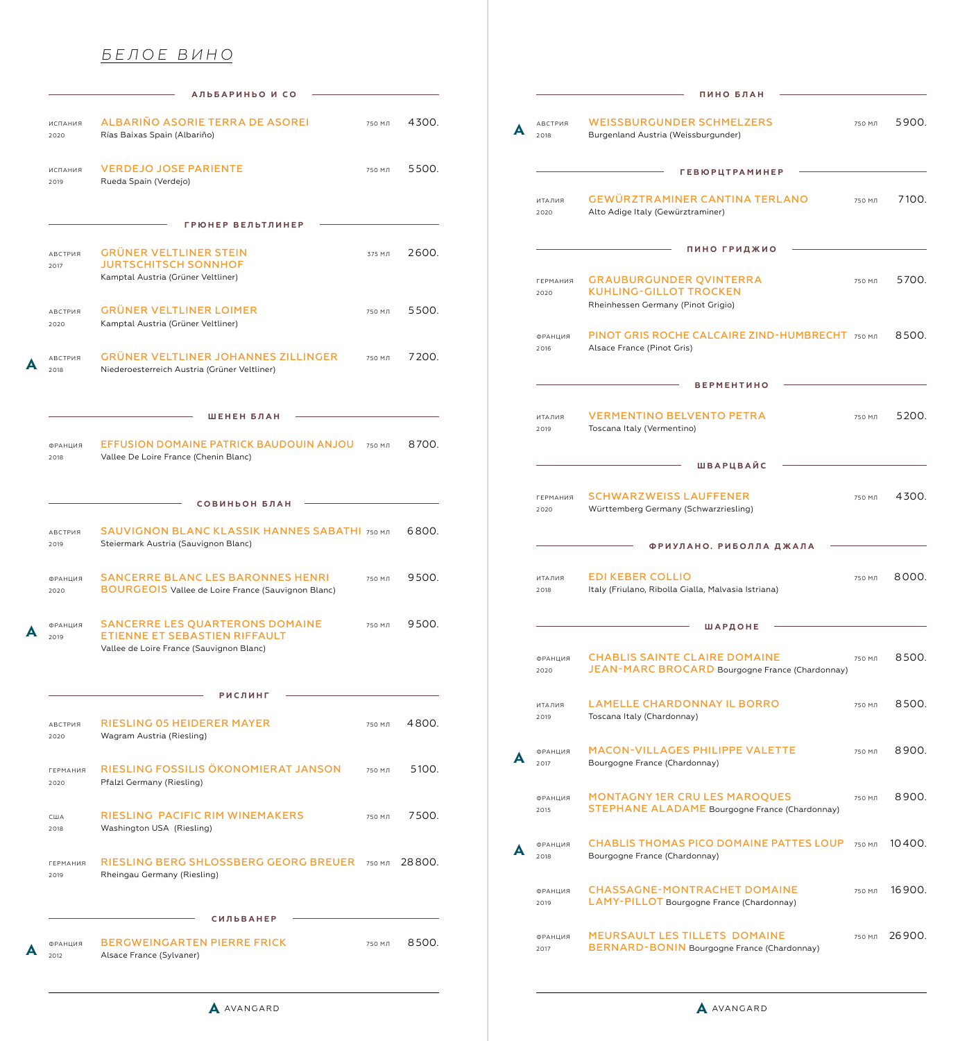# *БЕЛОЕ ВИНО*

## АЛЬБАРИНЬО И СО

| Страна / год | Вино | Объем | Цена |
|---|---|---|---|
| ИСПАНИЯ 2020 | **ALBARIÑO ASORIE TERRA DE ASOREI** Rías Baixas Spain (Albariño) | 750 МЛ | 4300. |
| ИСПАНИЯ 2019 | **VERDEJO JOSE PARIENTE** Rueda Spain (Verdejo) | 750 МЛ | 5500. |

## ГРЮНЕР ВЕЛЬТЛИНЕР

| Страна / год | Вино | Объем | Цена |
|---|---|---|---|
| АВСТРИЯ 2017 | **GRÜNER VELTLINER STEIN JURTSCHITSCH SONNHOF** Kamptal Austria (Grüner Veltliner) | 375 МЛ | 2600. |
| АВСТРИЯ 2020 | **GRÜNER VELTLINER LOIMER** Kamptal Austria (Grüner Veltliner) | 750 МЛ | 5500. |
| A АВСТРИЯ 2018 | **GRÜNER VELTLINER JOHANNES ZILLINGER** Niederoesterreich Austria (Grüner Veltliner) | 750 МЛ | 7200. |

## ШЕНЕН БЛАН

| Страна / год | Вино | Объем | Цена |
|---|---|---|---|
| ФРАНЦИЯ 2018 | **EFFUSION DOMAINE PATRICK BAUDOUIN ANJOU** Vallee De Loire France (Chenin Blanc) | 750 МЛ | 8700. |

## СОВИНЬОН БЛАН

| Страна / год | Вино | Объем | Цена |
|---|---|---|---|
| АВСТРИЯ 2019 | **SAUVIGNON BLANC KLASSIK HANNES SABATHI** Steiermark Austria (Sauvignon Blanc) | 750 МЛ | 6800. |
| ФРАНЦИЯ 2020 | **SANCERRE BLANC LES BARONNES HENRI BOURGEOIS** Vallee de Loire France (Sauvignon Blanc) | 750 МЛ | 9500. |
| A ФРАНЦИЯ 2019 | **SANCERRE LES QUARTERONS DOMAINE ETIENNE ET SEBASTIEN RIFFAULT** Vallee de Loire France (Sauvignon Blanc) | 750 МЛ | 9500. |

## РИСЛИНГ

| Страна / год | Вино | Объем | Цена |
|---|---|---|---|
| АВСТРИЯ 2020 | **RIESLING 05 HEIDERER MAYER** Wagram Austria (Riesling) | 750 МЛ | 4800. |
| ГЕРМАНИЯ 2020 | **RIESLING FOSSILIS ÖKONOMIERAT JANSON** Pfalzl Germany (Riesling) | 750 МЛ | 5100. |
| США 2018 | **RIESLING PACIFIC RIM WINEMAKERS** Washington USA (Riesling) | 750 МЛ | 7500. |
| ГЕРМАНИЯ 2019 | **RIESLING BERG SHLOSSBERG GEORG BREUER** Rheingau Germany (Riesling) | 750 МЛ | 28800. |

## СИЛЬВАНЕР

| Страна / год | Вино | Объем | Цена |
|---|---|---|---|
| A ФРАНЦИЯ 2012 | **BERGWEINGARTEN PIERRE FRICK** Alsace France (Sylvaner) | 750 МЛ | 8500. |

## ПИНО БЛАН

| Страна / год | Вино | Объем | Цена |
|---|---|---|---|
| A АВСТРИЯ 2018 | **WEISSBURGUNDER SCHMELZERS** Burgenland Austria (Weissburgunder) | 750 МЛ | 5900. |

## ГЕВЮРЦТРАМИНЕР

| Страна / год | Вино | Объем | Цена |
|---|---|---|---|
| ИТАЛИЯ 2020 | **GEWÜRZTRAMINER CANTINA TERLANO** Alto Adige Italy (Gewürztraminer) | 750 МЛ | 7100. |

## ПИНО ГРИДЖИО

| Страна / год | Вино | Объем | Цена |
|---|---|---|---|
| ГЕРМАНИЯ 2020 | **GRAUBURGUNDER QVINTERRA KUHLING-GILLOT TROCKEN** Rheinhessen Germany (Pinot Grigio) | 750 МЛ | 5700. |
| ФРАНЦИЯ 2016 | **PINOT GRIS ROCHE CALCAIRE ZIND-HUMBRECHT** Alsace France (Pinot Gris) | 750 МЛ | 8500. |

## ВЕРМЕНТИНО

| Страна / год | Вино | Объем | Цена |
|---|---|---|---|
| ИТАЛИЯ 2019 | **VERMENTINO BELVENTO PETRA** Toscana Italy (Vermentino) | 750 МЛ | 5200. |

## ШВАРЦВАЙС

| Страна / год | Вино | Объем | Цена |
|---|---|---|---|
| ГЕРМАНИЯ 2020 | **SCHWARZWEISS LAUFFENER** Württemberg Germany (Schwarzriesling) | 750 МЛ | 4300. |

## ФРИУЛАНО. РИБОЛЛА ДЖАЛА

| Страна / год | Вино | Объем | Цена |
|---|---|---|---|
| ИТАЛИЯ 2018 | **EDI KEBER COLLIO** Italy (Friulano, Ribolla Gialla, Malvasia Istriana) | 750 МЛ | 8000. |

## ШАРДОНЕ

| Страна / год | Вино | Объем | Цена |
|---|---|---|---|
| ФРАНЦИЯ 2020 | **CHABLIS SAINTE CLAIRE DOMAINE JEAN-MARC BROCARD** Bourgogne France (Chardonnay) | 750 МЛ | 8500. |
| ИТАЛИЯ 2019 | **LAMELLE CHARDONNAY IL BORRO** Toscana Italy (Chardonnay) | 750 МЛ | 8500. |
| A ФРАНЦИЯ 2017 | **MACON-VILLAGES PHILIPPE VALETTE** Bourgogne France (Chardonnay) | 750 МЛ | 8900. |
| ФРАНЦИЯ 2015 | **MONTAGNY 1ER CRU LES MAROQUES STEPHANE ALADAME** Bourgogne France (Chardonnay) | 750 МЛ | 8900. |
| A ФРАНЦИЯ 2018 | **CHABLIS THOMAS PICO DOMAINE PATTES LOUP** Bourgogne France (Chardonnay) | 750 МЛ | 10400. |
| ФРАНЦИЯ 2019 | **CHASSAGNE-MONTRACHET DOMAINE LAMY-PILLOT** Bourgogne France (Chardonnay) | 750 МЛ | 16900. |
| ФРАНЦИЯ 2017 | **MEURSAULT LES TILLETS DOMAINE BERNARD-BONIN** Bourgogne France (Chardonnay) | 750 МЛ | 26900. |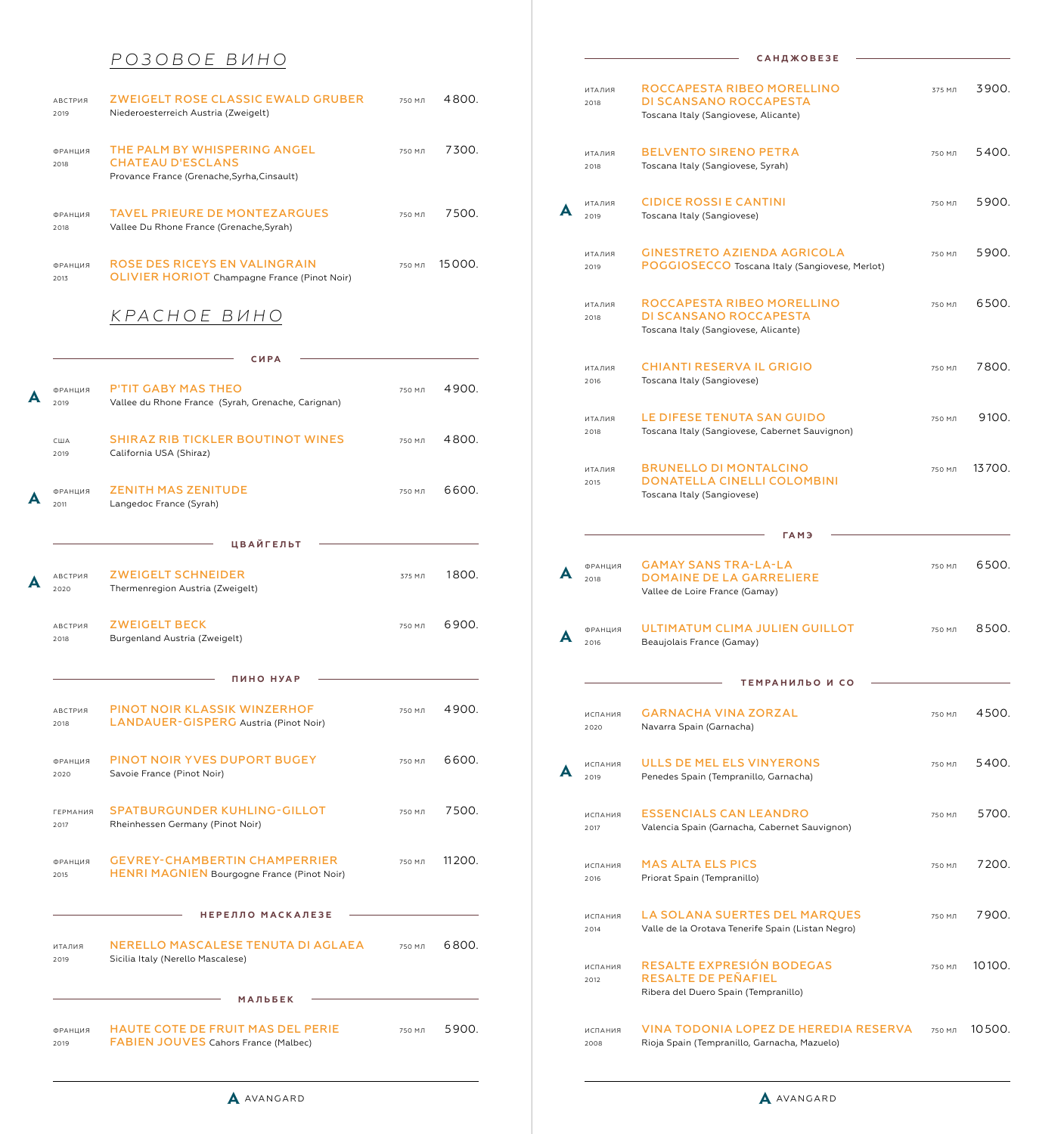## РОЗОВОЕ ВИНО

| Страна / Год | Вино | Объём | Цена |
|---|---|---|---|
| АВСТРИЯ 2019 | **ZWEIGELT ROSE CLASSIC EWALD GRUBER** Niederoesterreich Austria (Zweigelt) | 750 мл | 4800. |
| ФРАНЦИЯ 2018 | **THE PALM BY WHISPERING ANGEL CHATEAU D'ESCLANS** Provance France (Grenache,Syrha,Cinsault) | 750 мл | 7300. |
| ФРАНЦИЯ 2018 | **TAVEL PRIEURE DE MONTEZARGUES** Vallee Du Rhone France (Grenache,Syrah) | 750 мл | 7500. |
| ФРАНЦИЯ 2013 | **ROSE DES RICEYS EN VALINGRAIN OLIVIER HORIOT** Champagne France (Pinot Noir) | 750 мл | 15000. |

## КРАСНОЕ ВИНО

### СИРА

| Страна / Год | Вино | Объём | Цена |
|---|---|---|---|
| A ФРАНЦИЯ 2019 | **P'TIT GABY MAS THEO** Vallee du Rhone France (Syrah, Grenache, Carignan) | 750 мл | 4900. |
| США 2019 | **SHIRAZ RIB TICKLER BOUTINOT WINES** California USA (Shiraz) | 750 мл | 4800. |
| A ФРАНЦИЯ 2011 | **ZENITH MAS ZENITUDE** Langedoc France (Syrah) | 750 мл | 6600. |

### ЦВАЙГЕЛЬТ

| Страна / Год | Вино | Объём | Цена |
|---|---|---|---|
| A АВСТРИЯ 2020 | **ZWEIGELT SCHNEIDER** Thermenregion Austria (Zweigelt) | 375 мл | 1800. |
| АВСТРИЯ 2018 | **ZWEIGELT BECK** Burgenland Austria (Zweigelt) | 750 мл | 6900. |

### ПИНО НУАР

| Страна / Год | Вино | Объём | Цена |
|---|---|---|---|
| АВСТРИЯ 2018 | **PINOT NOIR KLASSIK WINZERHOF LANDAUER-GISPERG** Austria (Pinot Noir) | 750 мл | 4900. |
| ФРАНЦИЯ 2020 | **PINOT NOIR YVES DUPORT BUGEY** Savoie France (Pinot Noir) | 750 мл | 6600. |
| ГЕРМАНИЯ 2017 | **SPATBURGUNDER KUHLING-GILLOT** Rheinhessen Germany (Pinot Noir) | 750 мл | 7500. |
| ФРАНЦИЯ 2015 | **GEVREY-CHAMBERTIN CHAMPERRIER HENRI MAGNIEN** Bourgogne France (Pinot Noir) | 750 мл | 11200. |

### НЕРЕЛЛО МАСКАЛЕЗЕ

| Страна / Год | Вино | Объём | Цена |
|---|---|---|---|
| ИТАЛИЯ 2019 | **NERELLO MASCALESE TENUTA DI AGLAEA** Sicilia Italy (Nerello Mascalese) | 750 мл | 6800. |

### МАЛЬБЕК

| Страна / Год | Вино | Объём | Цена |
|---|---|---|---|
| ФРАНЦИЯ 2019 | **HAUTE COTE DE FRUIT MAS DEL PERIE FABIEN JOUVES** Cahors France (Malbec) | 750 мл | 5900. |

### САНДЖОВЕЗЕ

| Страна / Год | Вино | Объём | Цена |
|---|---|---|---|
| ИТАЛИЯ 2018 | **ROCCAPESTA RIBEO MORELLINO DI SCANSANO ROCCAPESTA** Toscana Italy (Sangiovese, Alicante) | 375 мл | 3900. |
| ИТАЛИЯ 2018 | **BELVENTO SIRENO PETRA** Toscana Italy (Sangiovese, Syrah) | 750 мл | 5400. |
| A ИТАЛИЯ 2019 | **CIDICE ROSSI E CANTINI** Toscana Italy (Sangiovese) | 750 мл | 5900. |
| ИТАЛИЯ 2019 | **GINESTRETO AZIENDA AGRICOLA POGGIOSECCO** Toscana Italy (Sangiovese, Merlot) | 750 мл | 5900. |
| ИТАЛИЯ 2018 | **ROCCAPESTA RIBEO MORELLINO DI SCANSANO ROCCAPESTA** Toscana Italy (Sangiovese, Alicante) | 750 мл | 6500. |
| ИТАЛИЯ 2016 | **CHIANTI RESERVA IL GRIGIO** Toscana Italy (Sangiovese) | 750 мл | 7800. |
| ИТАЛИЯ 2018 | **LE DIFESE TENUTA SAN GUIDO** Toscana Italy (Sangiovese, Cabernet Sauvignon) | 750 мл | 9100. |
| ИТАЛИЯ 2015 | **BRUNELLO DI MONTALCINO DONATELLA CINELLI COLOMBINI** Toscana Italy (Sangiovese) | 750 мл | 13700. |

### ГАМЭ

| Страна / Год | Вино | Объём | Цена |
|---|---|---|---|
| A ФРАНЦИЯ 2018 | **GAMAY SANS TRA-LA-LA DOMAINE DE LA GARRELIERE** Vallee de Loire France (Gamay) | 750 мл | 6500. |
| A ФРАНЦИЯ 2016 | **ULTIMATUM CLIMA JULIEN GUILLOT** Beaujolais France (Gamay) | 750 мл | 8500. |

### ТЕМПРАНИЛЬО И CO

| Страна / Год | Вино | Объём | Цена |
|---|---|---|---|
| ИСПАНИЯ 2020 | **GARNACHA VINA ZORZAL** Navarra Spain (Garnacha) | 750 мл | 4500. |
| A ИСПАНИЯ 2019 | **ULLS DE MEL ELS VINYERONS** Penedes Spain (Tempranillo, Garnacha) | 750 мл | 5400. |
| ИСПАНИЯ 2017 | **ESSENCIALS CAN LEANDRO** Valencia Spain (Garnacha, Cabernet Sauvignon) | 750 мл | 5700. |
| ИСПАНИЯ 2016 | **MAS ALTA ELS PICS** Priorat Spain (Tempranillo) | 750 мл | 7200. |
| ИСПАНИЯ 2014 | **LA SOLANA SUERTES DEL MARQUES** Valle de la Orotava Tenerife Spain (Listan Negro) | 750 мл | 7900. |
| ИСПАНИЯ 2012 | **RESALTE EXPRESIÓN BODEGAS RESALTE DE PEÑAFIEL** Ribera del Duero Spain (Tempranillo) | 750 мл | 10100. |
| ИСПАНИЯ 2008 | **VINA TODONIA LOPEZ DE HEREDIA RESERVA** Rioja Spain (Tempranillo, Garnacha, Mazuelo) | 750 мл | 10500. |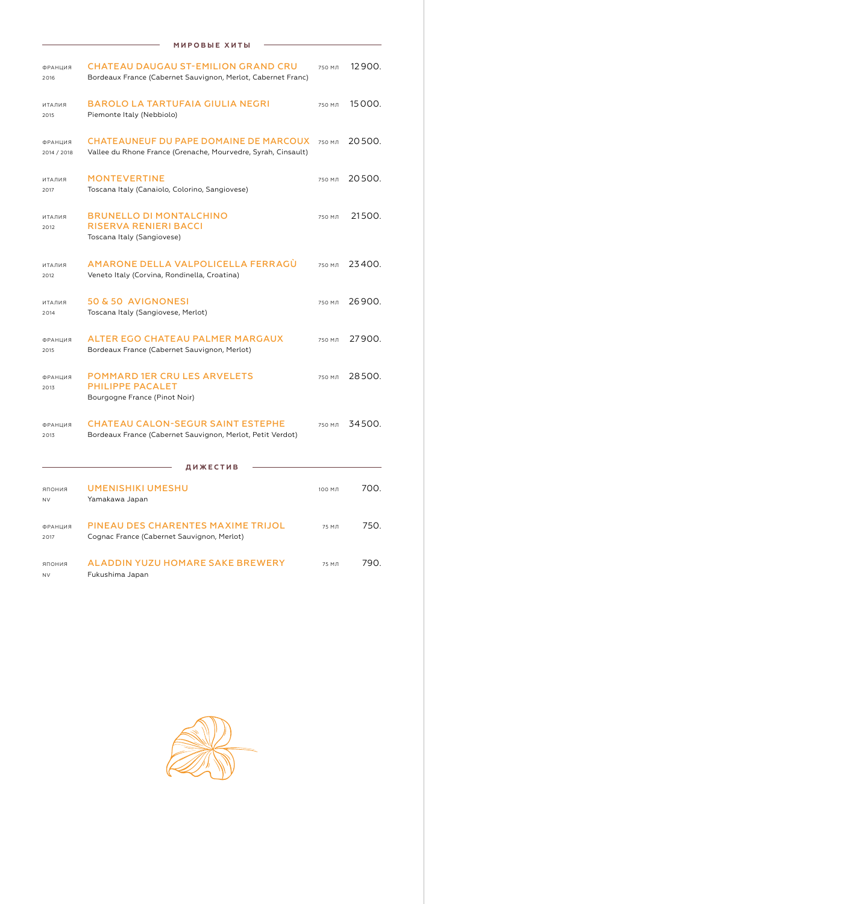## МИРОВЫЕ ХИТЫ

| | | | |
|---|---|---|---|
| ФРАНЦИЯ 2016 | **CHATEAU DAUGAU ST-EMILION GRAND CRU** Bordeaux France (Cabernet Sauvignon, Merlot, Cabernet Franc) | 750 МЛ | 12 900. |
| ИТАЛИЯ 2015 | **BAROLO LA TARTUFAIA GIULIA NEGRI** Piemonte Italy (Nebbiolo) | 750 МЛ | 15 000. |
| ФРАНЦИЯ 2014 / 2018 | **CHATEAUNEUF DU PAPE DOMAINE DE MARCOUX** Vallee du Rhone France (Grenache, Mourvedre, Syrah, Cinsault) | 750 МЛ | 20 500. |
| ИТАЛИЯ 2017 | **MONTEVERTINE** Toscana Italy (Canaiolo, Colorino, Sangiovese) | 750 МЛ | 20 500. |
| ИТАЛИЯ 2012 | **BRUNELLO DI MONTALCHINO RISERVA RENIERI BACCI** Toscana Italy (Sangiovese) | 750 МЛ | 21 500. |
| ИТАЛИЯ 2012 | **AMARONE DELLA VALPOLICELLA FERRAGÙ** Veneto Italy (Corvina, Rondinella, Croatina) | 750 МЛ | 23 400. |
| ИТАЛИЯ 2014 | **50 & 50 AVIGNONESI** Toscana Italy (Sangiovese, Merlot) | 750 МЛ | 26 900. |
| ФРАНЦИЯ 2015 | **ALTER EGO CHATEAU PALMER MARGAUX** Bordeaux France (Cabernet Sauvignon, Merlot) | 750 МЛ | 27 900. |
| ФРАНЦИЯ 2013 | **POMMARD 1ER CRU LES ARVELETS PHILIPPE PACALET** Bourgogne France (Pinot Noir) | 750 МЛ | 28 500. |
| ФРАНЦИЯ 2013 | **CHATEAU CALON-SEGUR SAINT ESTEPHE** Bordeaux France (Cabernet Sauvignon, Merlot, Petit Verdot) | 750 МЛ | 34 500. |

## ДИЖЕСТИВ

| | | | |
|---|---|---|---|
| ЯПОНИЯ NV | **UMENISHIKI UMESHU** Yamakawa Japan | 100 МЛ | 700. |
| ФРАНЦИЯ 2017 | **PINEAU DES CHARENTES MAXIME TRIJOL** Cognac France (Cabernet Sauvignon, Merlot) | 75 МЛ | 750. |
| ЯПОНИЯ NV | **ALADDIN YUZU HOMARE SAKE BREWERY** Fukushima Japan | 75 МЛ | 790. |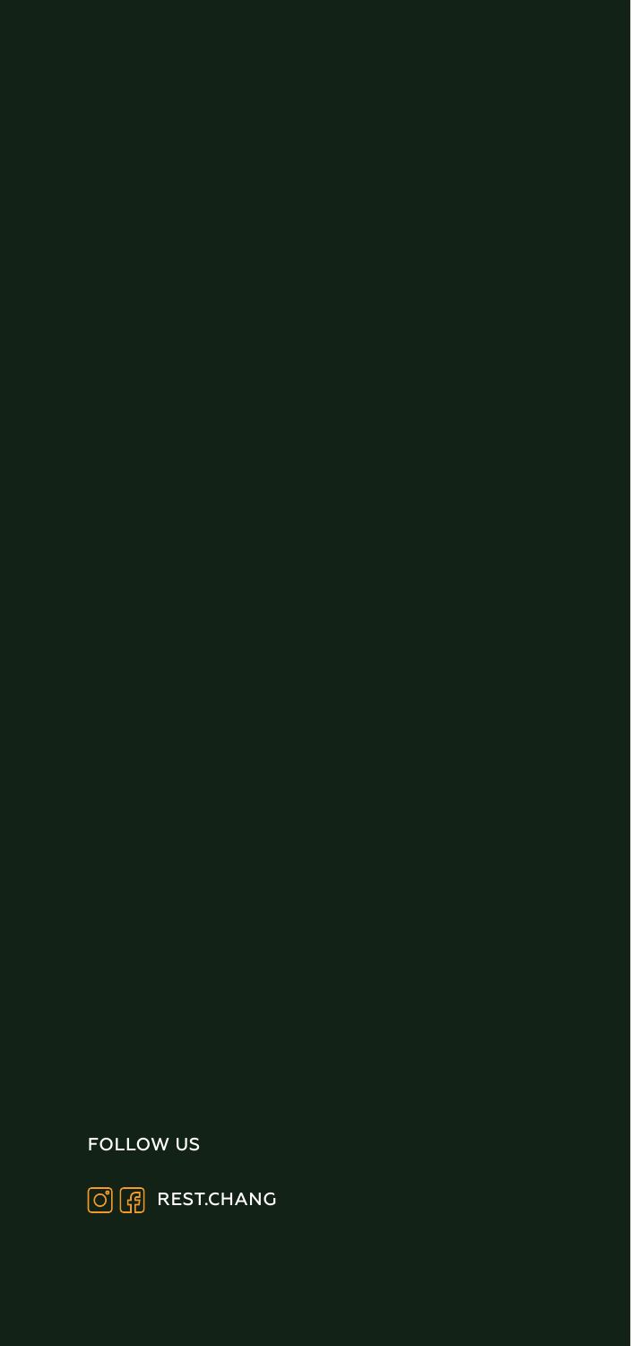FOLLOW US

REST.CHANG